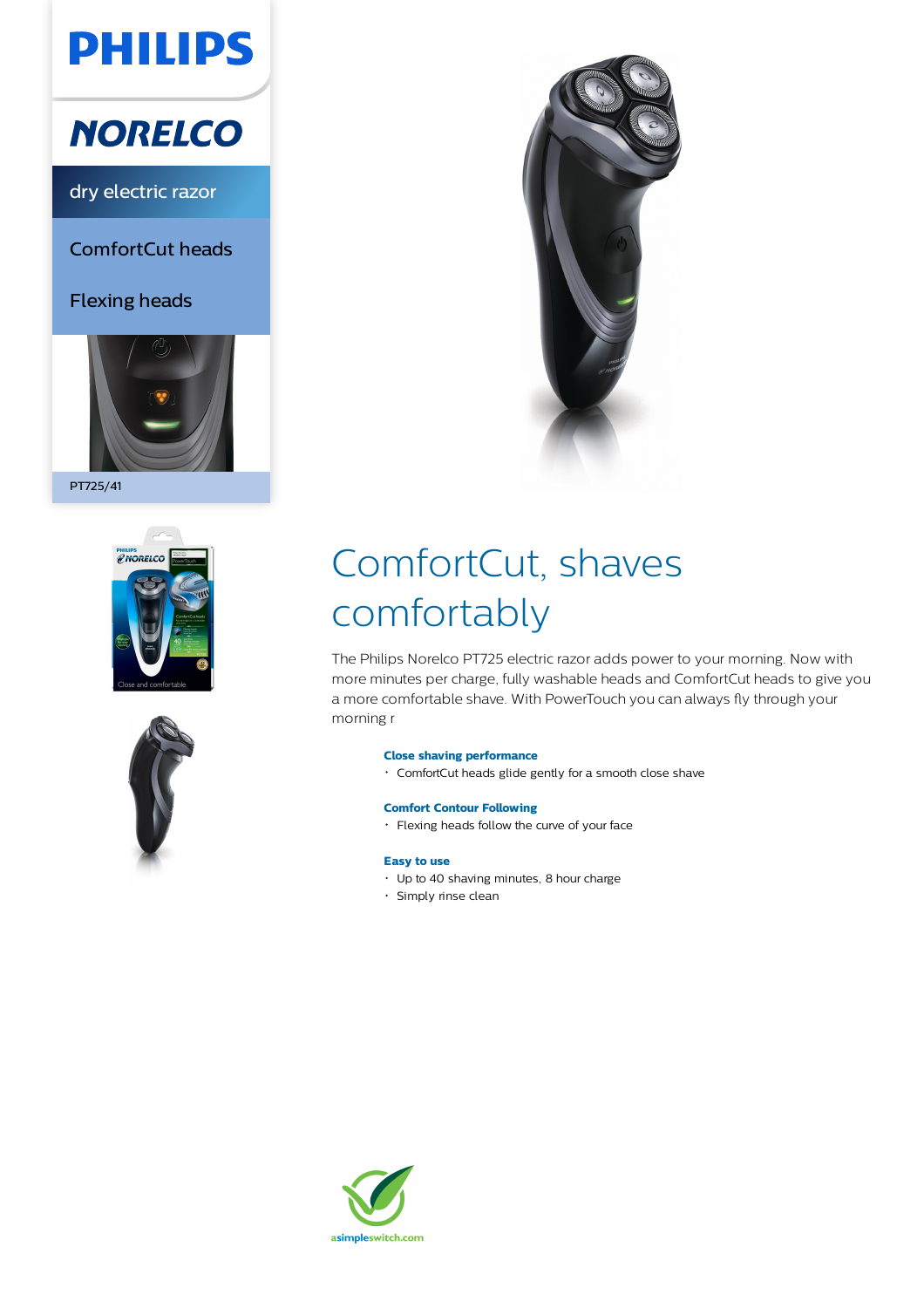# PHILIPS

## NORELCO

dry electric razor

ComfortCut heads

Flexing heads

PT725/41

# ComfortCut, shaves comfortably

The Philips Norelco PT725 electric razor adds power to your morning. Now with more minutes per charge, fully washable heads and ComfortCut heads to give you a more comfortable shave. With PowerTouch you can always fly through your morning r

**Close shaving performance**

- ComfortCut heads glide gently for a smooth close shave

**Comfort Contour Following**

- Flexing heads follow the curve of your face

**Easy to use**

- Up to 40 shaving minutes, 8 hour charge
- Simply rinse clean

asimpleswitch.com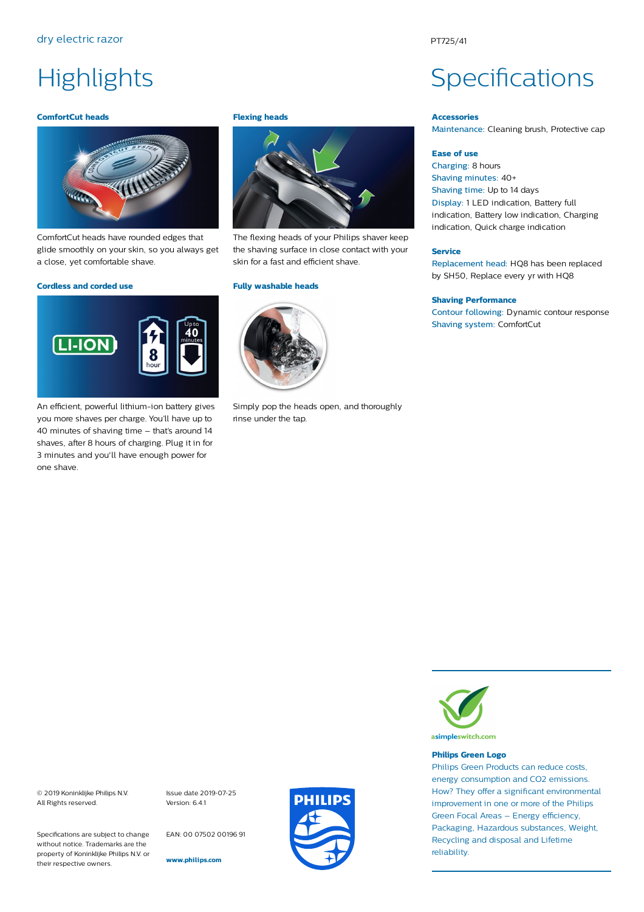dry electric razor

PT725/41

# Highlights

### ComfortCut heads

ComfortCut heads have rounded edges that glide smoothly on your skin, so you always get a close, yet comfortable shave.

### Flexing heads

The flexing heads of your Philips shaver keep the shaving surface in close contact with your skin for a fast and efficient shave.

### Cordless and corded use

An efficient, powerful lithium-ion battery gives you more shaves per charge. You'll have up to 40 minutes of shaving time – that's around 14 shaves, after 8 hours of charging. Plug it in for 3 minutes and you'll have enough power for one shave.

### Fully washable heads

Simply pop the heads open, and thoroughly rinse under the tap.

# Specifications

### Accessories

- Maintenance: Cleaning brush, Protective cap

### Ease of use

- Charging: 8 hours
- Shaving minutes: 40+
- Shaving time: Up to 14 days
- Display: 1 LED indication, Battery full indication, Battery low indication, Charging indication, Quick charge indication

### Service

- Replacement head: HQ8 has been replaced by SH50, Replace every yr with HQ8

### Shaving Performance

- Contour following: Dynamic contour response
- Shaving system: ComfortCut

asimpleswitch.com

### Philips Green Logo

Philips Green Products can reduce costs, energy consumption and CO2 emissions. How? They offer a significant environmental improvement in one or more of the Philips Green Focal Areas – Energy efficiency, Packaging, Hazardous substances, Weight, Recycling and disposal and Lifetime reliability.

© 2019 Koninklijke Philips N.V.
All Rights reserved.

Specifications are subject to change without notice. Trademarks are the property of Koninklijke Philips N.V. or their respective owners.

Issue date 2019-07-25
Version: 6.4.1

EAN: 00 07502 00196 91

www.philips.com